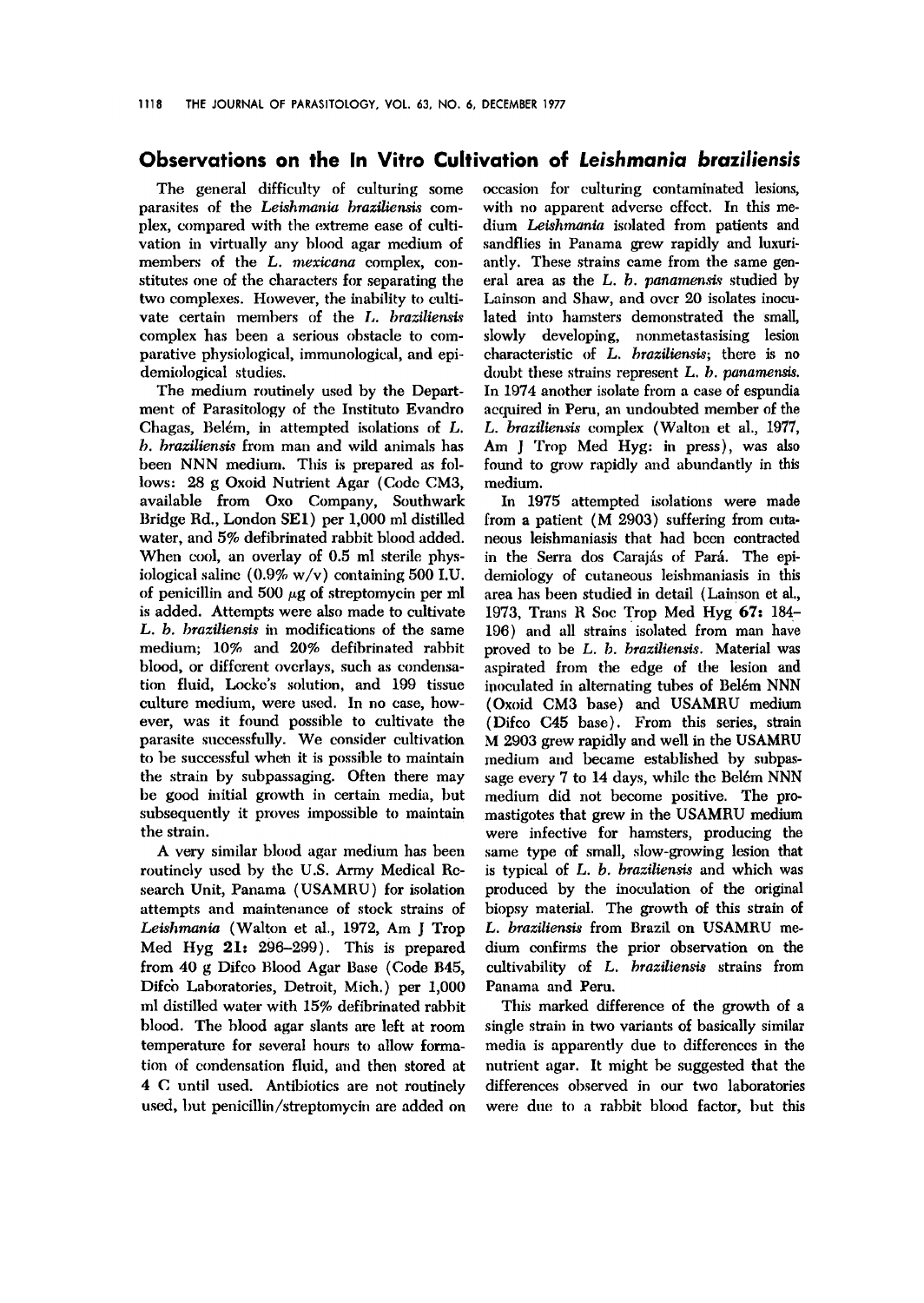# Observations on the In Vitro Cultivation of *Leishmania braziliensis*

The general difficulty of culturing some parasites of the *Leishmania braziliensis* complex, compared with the extreme ease of cultivation in virtually any blood agar medium of members of the *L. mexicana* complex, constitutes one of the characters for separating the two complexes. However, the inability to cultivate certain members of the *L. braziliensis* complex has been a serious obstacle to comparative physiological, immunological, and epidemiological studies.

The medium routinely used by the Department of Parasitology of the Instituto Evandro Chagas, Belém, in attempted isolations of *L. b. braziliensis* from man and wild animals has been NNN medium. This is prepared as follows: 28 g Oxoid Nutrient Agar (Code CM3, available from Oxo Company, Southwark Bridge Rd., London SE1) per 1,000 ml distilled water, and 5% defibrinated rabbit blood added. When cool, an overlay of 0.5 ml sterile physiological saline (0.9% w/v) containing 500 I.U. of penicillin and 500 μg of streptomycin per ml is added. Attempts were also made to cultivate *L. b. braziliensis* in modifications of the same medium; 10% and 20% defibrinated rabbit blood, or different overlays, such as condensation fluid, Locke's solution, and 199 tissue culture medium, were used. In no case, however, was it found possible to cultivate the parasite successfully. We consider cultivation to be successful when it is possible to maintain the strain by subpassaging. Often there may be good initial growth in certain media, but subsequently it proves impossible to maintain the strain.

A very similar blood agar medium has been routinely used by the U.S. Army Medical Research Unit, Panama (USAMRU) for isolation attempts and maintenance of stock strains of *Leishmania* (Walton et al., 1972, Am J Trop Med Hyg **21:** 296–299). This is prepared from 40 g Difco Blood Agar Base (Code B45, Difco Laboratories, Detroit, Mich.) per 1,000 ml distilled water with 15% defibrinated rabbit blood. The blood agar slants are left at room temperature for several hours to allow formation of condensation fluid, and then stored at 4 C until used. Antibiotics are not routinely used, but penicillin/streptomycin are added on occasion for culturing contaminated lesions, with no apparent adverse effect. In this medium *Leishmania* isolated from patients and sandflies in Panama grew rapidly and luxuriantly. These strains came from the same general area as the *L. b. panamensis* studied by Lainson and Shaw, and over 20 isolates inoculated into hamsters demonstrated the small, slowly developing, nonmetastasising lesion characteristic of *L. braziliensis*; there is no doubt these strains represent *L. b. panamensis*. In 1974 another isolate from a case of espundia acquired in Peru, an undoubted member of the *L. braziliensis* complex (Walton et al., 1977, Am J Trop Med Hyg: in press), was also found to grow rapidly and abundantly in this medium.

In 1975 attempted isolations were made from a patient (M 2903) suffering from cutaneous leishmaniasis that had been contracted in the Serra dos Carajás of Pará. The epidemiology of cutaneous leishmaniasis in this area has been studied in detail (Lainson et al., 1973, Trans R Soc Trop Med Hyg **67:** 184–196) and all strains isolated from man have proved to be *L. b. braziliensis*. Material was aspirated from the edge of the lesion and inoculated in alternating tubes of Belém NNN (Oxoid CM3 base) and USAMRU medium (Difco C45 base). From this series, strain M 2903 grew rapidly and well in the USAMRU medium and became established by subpassage every 7 to 14 days, while the Belém NNN medium did not become positive. The promastigotes that grew in the USAMRU medium were infective for hamsters, producing the same type of small, slow-growing lesion that is typical of *L. b. braziliensis* and which was produced by the inoculation of the original biopsy material. The growth of this strain of *L. braziliensis* from Brazil on USAMRU medium confirms the prior observation on the cultivability of *L. braziliensis* strains from Panama and Peru.

This marked difference of the growth of a single strain in two variants of basically similar media is apparently due to differences in the nutrient agar. It might be suggested that the differences observed in our two laboratories were due to a rabbit blood factor, but this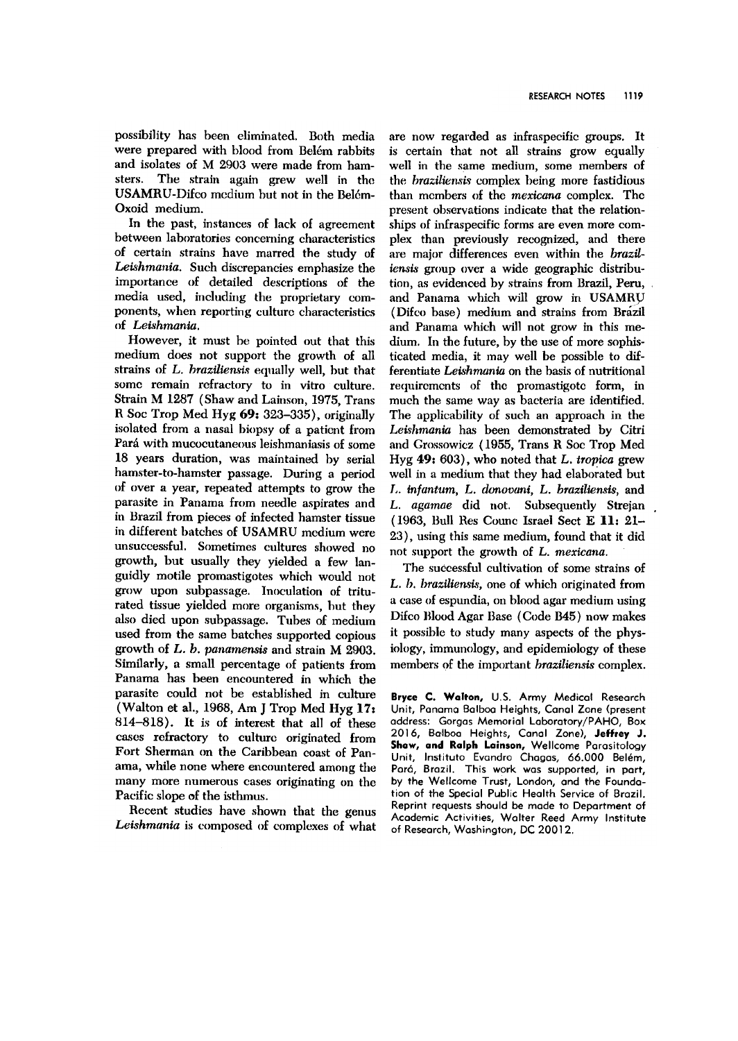possibility has been eliminated. Both media were prepared with blood from Belém rabbits and isolates of M 2903 were made from hamsters. The strain again grew well in the USAMRU-Difco medium but not in the Belém-Oxoid medium.

In the past, instances of lack of agreement between laboratories concerning characteristics of certain strains have marred the study of *Leishmania*. Such discrepancies emphasize the importance of detailed descriptions of the media used, including the proprietary components, when reporting culture characteristics of *Leishmania*.

However, it must be pointed out that this medium does not support the growth of all strains of *L. braziliensis* equally well, but that some remain refractory to in vitro culture. Strain M 1287 (Shaw and Lainson, 1975, Trans R Soc Trop Med Hyg **69**: 323–335), originally isolated from a nasal biopsy of a patient from Pará with mucocutaneous leishmaniasis of some 18 years duration, was maintained by serial hamster-to-hamster passage. During a period of over a year, repeated attempts to grow the parasite in Panama from needle aspirates and in Brazil from pieces of infected hamster tissue in different batches of USAMRU medium were unsuccessful. Sometimes cultures showed no growth, but usually they yielded a few languidly motile promastigotes which would not grow upon subpassage. Inoculation of triturated tissue yielded more organisms, but they also died upon subpassage. Tubes of medium used from the same batches supported copious growth of *L. b. panamensis* and strain M 2903. Similarly, a small percentage of patients from Panama has been encountered in which the parasite could not be established in culture (Walton et al., 1968, Am J Trop Med Hyg **17**: 814–818). It is of interest that all of these cases refractory to culture originated from Fort Sherman on the Caribbean coast of Panama, while none where encountered among the many more numerous cases originating on the Pacific slope of the isthmus.

Recent studies have shown that the genus *Leishmania* is composed of complexes of what are now regarded as infraspecific groups. It is certain that not all strains grow equally well in the same medium, some members of the *braziliensis* complex being more fastidious than members of the *mexicana* complex. The present observations indicate that the relationships of infraspecific forms are even more complex than previously recognized, and there are major differences even within the *braziliensis* group over a wide geographic distribution, as evidenced by strains from Brazil, Peru, and Panama which will grow in USAMRU (Difco base) medium and strains from Brazil and Panama which will not grow in this medium. In the future, by the use of more sophisticated media, it may well be possible to differentiate *Leishmania* on the basis of nutritional requirements of the promastigote form, in much the same way as bacteria are identified. The applicability of such an approach in the *Leishmania* has been demonstrated by Citri and Grossowicz (1955, Trans R Soc Trop Med Hyg **49**: 603), who noted that *L. tropica* grew well in a medium that they had elaborated but *L. infantum*, *L. donovani*, *L. braziliensis*, and *L. agamae* did not. Subsequently Strejan (1963, Bull Res Counc Israel Sect E **11**: 21–23), using this same medium, found that it did not support the growth of *L. mexicana*.

The successful cultivation of some strains of *L. b. braziliensis*, one of which originated from a case of espundia, on blood agar medium using Difco Blood Agar Base (Code B45) now makes it possible to study many aspects of the physiology, immunology, and epidemiology of these members of the important *braziliensis* complex.

**Bryce C. Walton,** U.S. Army Medical Research Unit, Panama Balboa Heights, Canal Zone (present address: Gorgas Memorial Laboratory/PAHO, Box 2016, Balboa Heights, Canal Zone), **Jeffrey J. Shaw, and Ralph Lainson,** Wellcome Parasitology Unit, Instituto Evandro Chagas, 66.000 Belém, Pará, Brazil. This work was supported, in part, by the Wellcome Trust, London, and the Foundation of the Special Public Health Service of Brazil. Reprint requests should be made to Department of Academic Activities, Walter Reed Army Institute of Research, Washington, DC 20012.